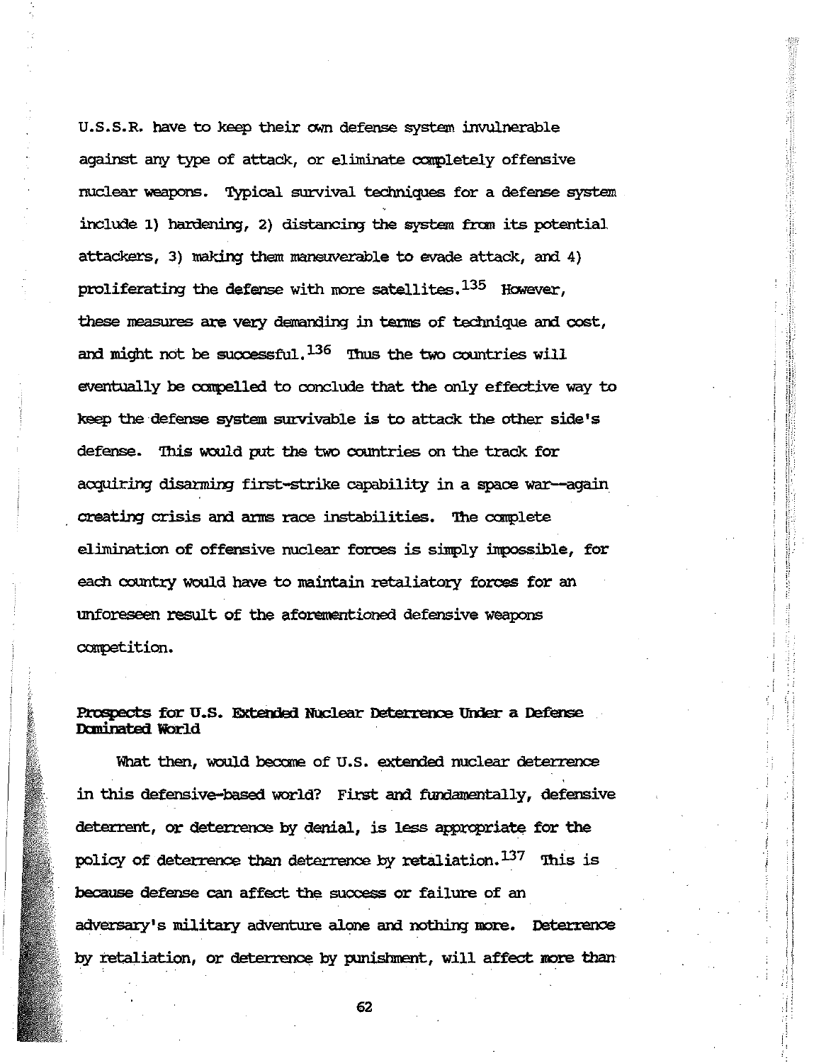U.S.S.R. have to keep their own defense system invulnerable against any type of attack, or eliminate completely offensive nuclear weapons. Typical survival techniques for a defense system include 1) hardening, 2) distancing the system from its potential attackers, 3) making them maneuverable to evade attack, and 4) proliferating the defense with more satellites.[135] However, these measures are very demanding in terms of technique and cost, and might not be successful.[136] Thus the two countries will eventually be compelled to conclude that the only effective way to keep the defense system survivable is to attack the other side's defense. This would put the two countries on the track for acquiring disarming first-strike capability in a space war--again creating crisis and arms race instabilities. The complete elimination of offensive nuclear forces is simply impossible, for each country would have to maintain retaliatory forces for an unforeseen result of the aforementioned defensive weapons competition.

### Prospects for U.S. Extended Nuclear Deterrence Under a Defense Dominated World

What then, would become of U.S. extended nuclear deterrence in this defensive-based world? First and fundamentally, defensive deterrent, or deterrence by denial, is less appropriate for the policy of deterrence than deterrence by retaliation.[137] This is because defense can affect the success or failure of an adversary's military adventure alone and nothing more. Deterrence by retaliation, or deterrence by punishment, will affect more than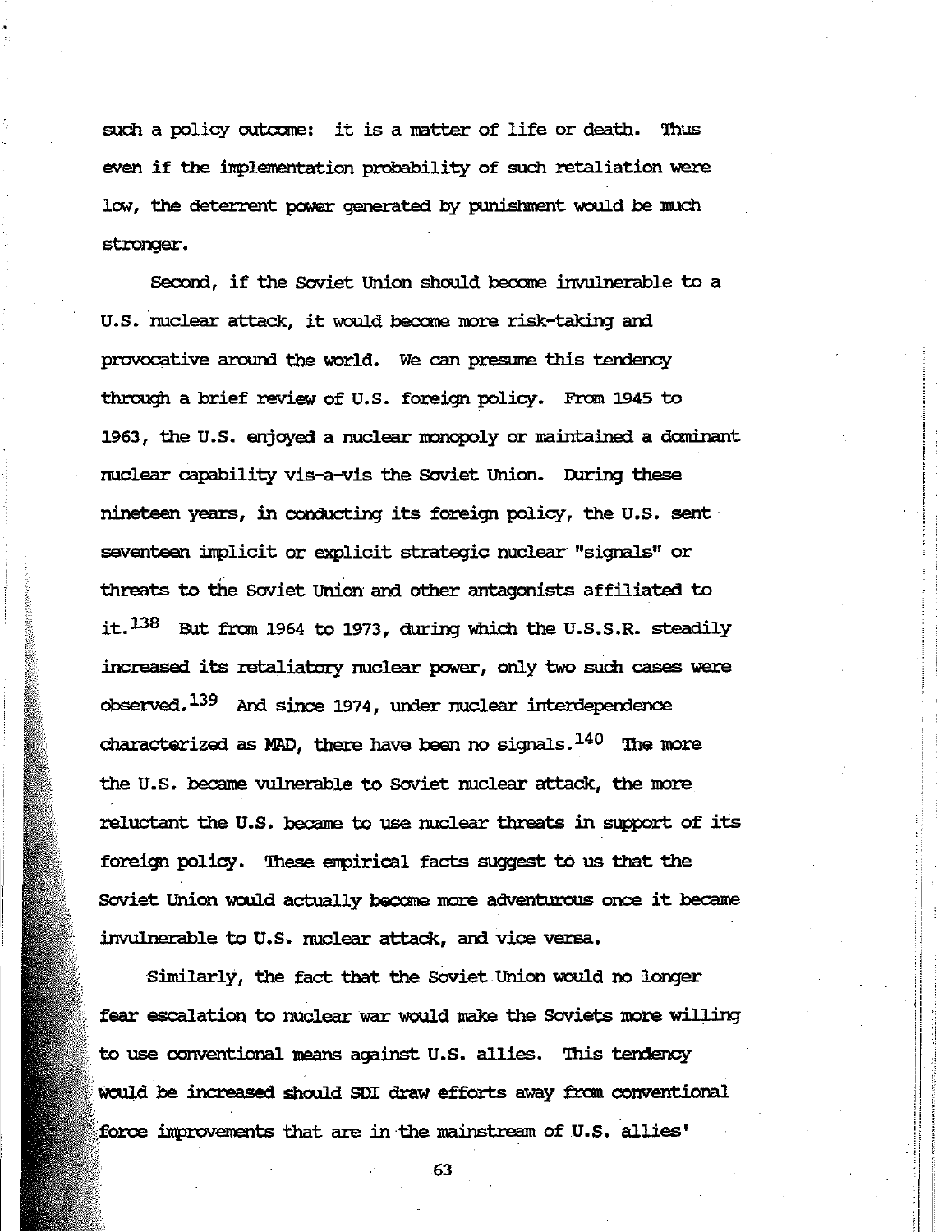such a policy outcome: it is a matter of life or death. Thus even if the implementation probability of such retaliation were low, the deterrent power generated by punishment would be much stronger.

Second, if the Soviet Union should become invulnerable to a U.S. nuclear attack, it would become more risk-taking and provocative around the world. We can presume this tendency through a brief review of U.S. foreign policy. From 1945 to 1963, the U.S. enjoyed a nuclear monopoly or maintained a dominant nuclear capability vis-a-vis the Soviet Union. During these nineteen years, in conducting its foreign policy, the U.S. sent seventeen implicit or explicit strategic nuclear "signals" or threats to the Soviet Union and other antagonists affiliated to it.[138] But from 1964 to 1973, during which the U.S.S.R. steadily increased its retaliatory nuclear power, only two such cases were observed.[139] And since 1974, under nuclear interdependence characterized as MAD, there have been no signals.[140] The more the U.S. became vulnerable to Soviet nuclear attack, the more reluctant the U.S. became to use nuclear threats in support of its foreign policy. These empirical facts suggest to us that the Soviet Union would actually become more adventurous once it became invulnerable to U.S. nuclear attack, and vice versa.

Similarly, the fact that the Soviet Union would no longer fear escalation to nuclear war would make the Soviets more willing to use conventional means against U.S. allies. This tendency would be increased should SDI draw efforts away from conventional force improvements that are in the mainstream of U.S. allies'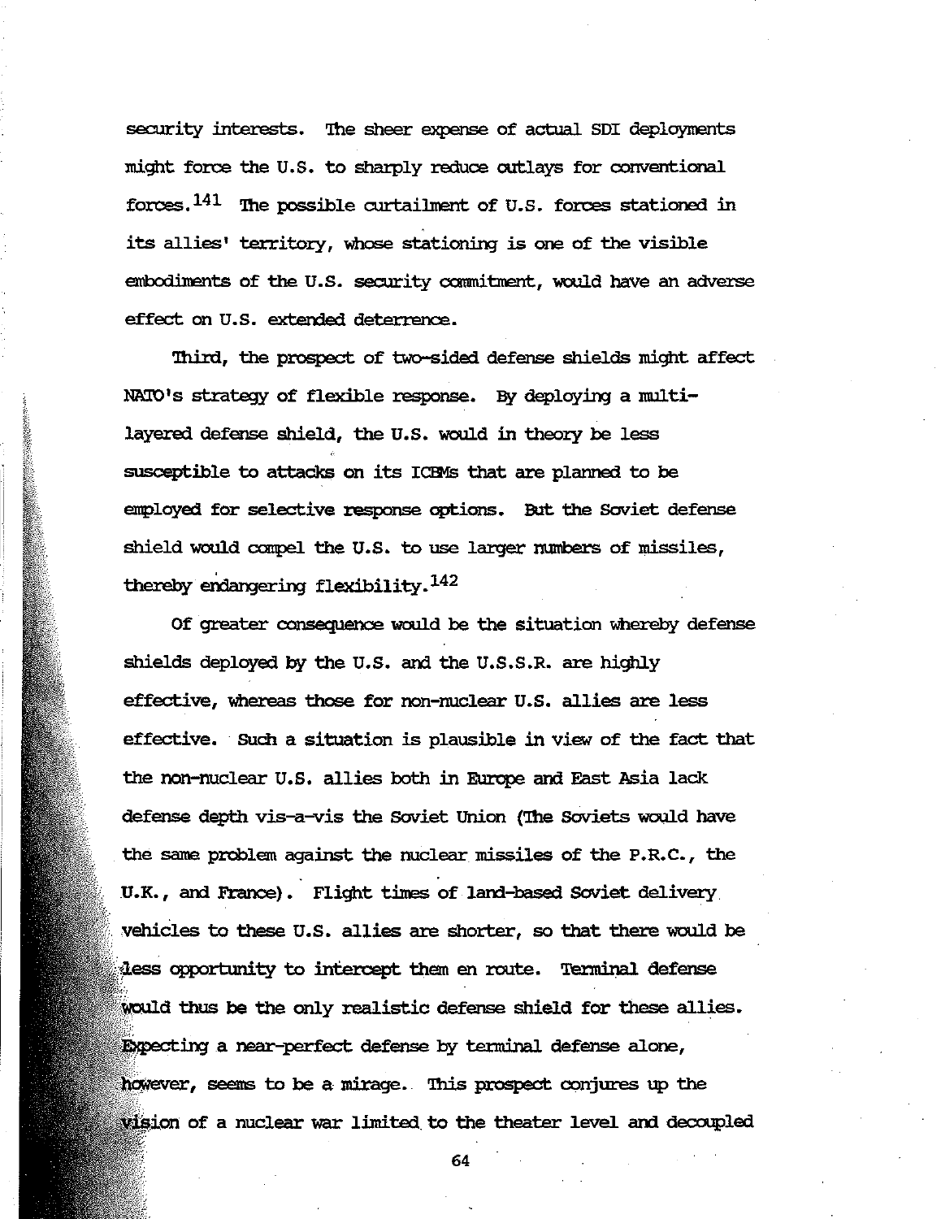security interests. The sheer expense of actual SDI deployments might force the U.S. to sharply reduce outlays for conventional forces.[141] The possible curtailment of U.S. forces stationed in its allies' territory, whose stationing is one of the visible embodiments of the U.S. security commitment, would have an adverse effect on U.S. extended deterrence.

Third, the prospect of two-sided defense shields might affect NATO's strategy of flexible response. By deploying a multi-layered defense shield, the U.S. would in theory be less susceptible to attacks on its ICBMs that are planned to be employed for selective response options. But the Soviet defense shield would compel the U.S. to use larger numbers of missiles, thereby endangering flexibility.[142]

Of greater consequence would be the situation whereby defense shields deployed by the U.S. and the U.S.S.R. are highly effective, whereas those for non-nuclear U.S. allies are less effective. Such a situation is plausible in view of the fact that the non-nuclear U.S. allies both in Europe and East Asia lack defense depth vis-a-vis the Soviet Union (The Soviets would have the same problem against the nuclear missiles of the P.R.C., the U.K., and France). Flight times of land-based Soviet delivery vehicles to these U.S. allies are shorter, so that there would be less opportunity to intercept them en route. Terminal defense would thus be the only realistic defense shield for these allies. Expecting a near-perfect defense by terminal defense alone, however, seems to be a mirage. This prospect conjures up the vision of a nuclear war limited to the theater level and decoupled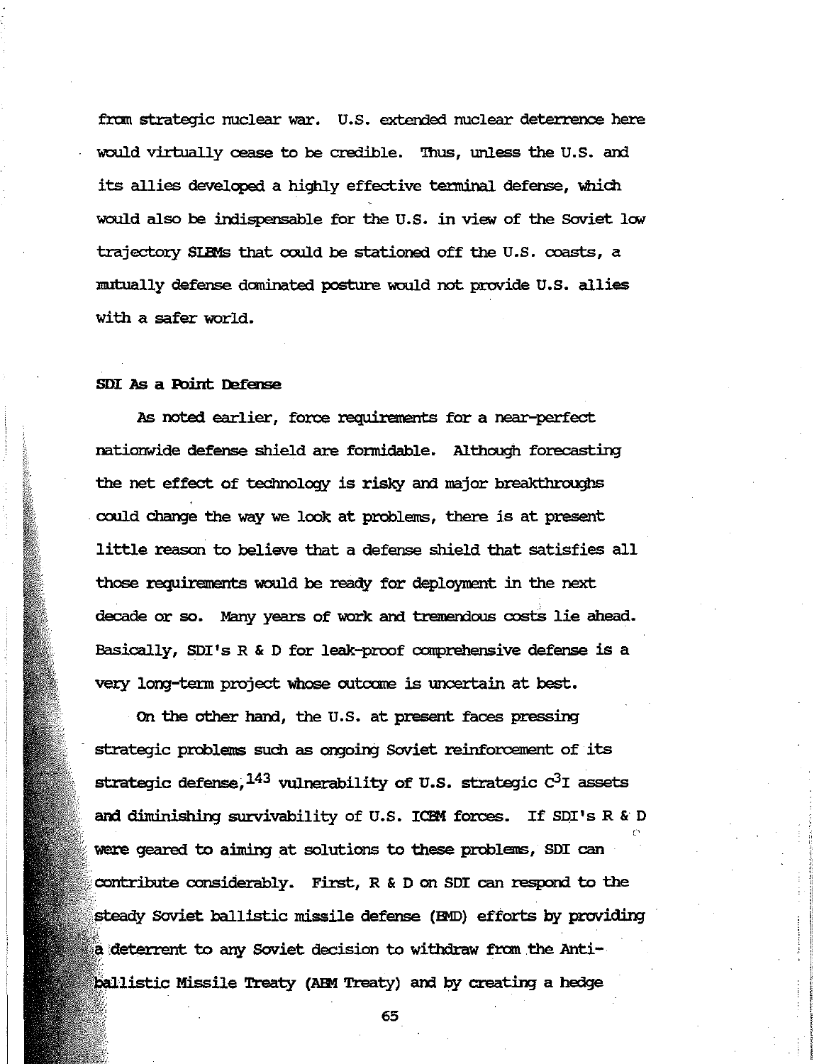from strategic nuclear war. U.S. extended nuclear deterrence here would virtually cease to be credible. Thus, unless the U.S. and its allies developed a highly effective terminal defense, which would also be indispensable for the U.S. in view of the Soviet low trajectory SLBMs that could be stationed off the U.S. coasts, a mutually defense dominated posture would not provide U.S. allies with a safer world.

**SDI As a Point Defense**

As noted earlier, force requirements for a near-perfect nationwide defense shield are formidable. Although forecasting the net effect of technology is risky and major breakthroughs could change the way we look at problems, there is at present little reason to believe that a defense shield that satisfies all those requirements would be ready for deployment in the next decade or so. Many years of work and tremendous costs lie ahead. Basically, SDI's R & D for leak-proof comprehensive defense is a very long-term project whose outcome is uncertain at best.

On the other hand, the U.S. at present faces pressing strategic problems such as ongoing Soviet reinforcement of its strategic defense,[143] vulnerability of U.S. strategic $C^3I$ assets and diminishing survivability of U.S. ICBM forces. If SDI's R & D were geared to aiming at solutions to these problems, SDI can contribute considerably. First, R & D on SDI can respond to the steady Soviet ballistic missile defense (BMD) efforts by providing a deterrent to any Soviet decision to withdraw from the Anti-ballistic Missile Treaty (ABM Treaty) and by creating a hedge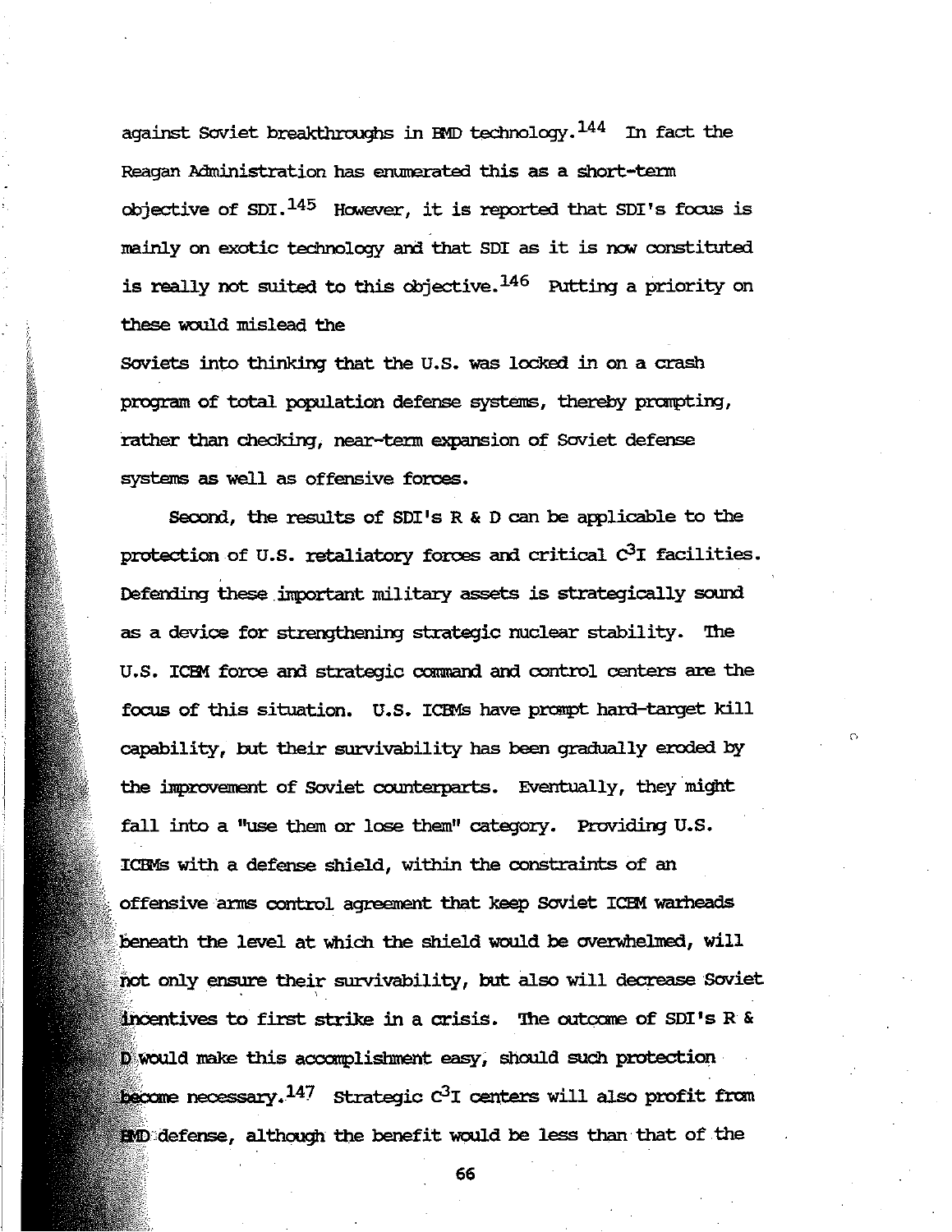against Soviet breakthroughs in BMD technology.[144] In fact the Reagan Administration has enumerated this as a short-term objective of SDI.[145] However, it is reported that SDI's focus is mainly on exotic technology and that SDI as it is now constituted is really not suited to this objective.[146] Putting a priority on these would mislead the Soviets into thinking that the U.S. was locked in on a crash program of total population defense systems, thereby prompting, rather than checking, near-term expansion of Soviet defense systems as well as offensive forces.

Second, the results of SDI's R & D can be applicable to the protection of U.S. retaliatory forces and critical $C^3I$ facilities. Defending these important military assets is strategically sound as a device for strengthening strategic nuclear stability. The U.S. ICBM force and strategic command and control centers are the focus of this situation. U.S. ICBMs have prompt hard-target kill capability, but their survivability has been gradually eroded by the improvement of Soviet counterparts. Eventually, they might fall into a "use them or lose them" category. Providing U.S. ICBMs with a defense shield, within the constraints of an offensive arms control agreement that keep Soviet ICBM warheads beneath the level at which the shield would be overwhelmed, will not only ensure their survivability, but also will decrease Soviet incentives to first strike in a crisis. The outcome of SDI's R & D would make this accomplishment easy, should such protection become necessary.[147] Strategic $C^3I$ centers will also profit from BMD defense, although the benefit would be less than that of the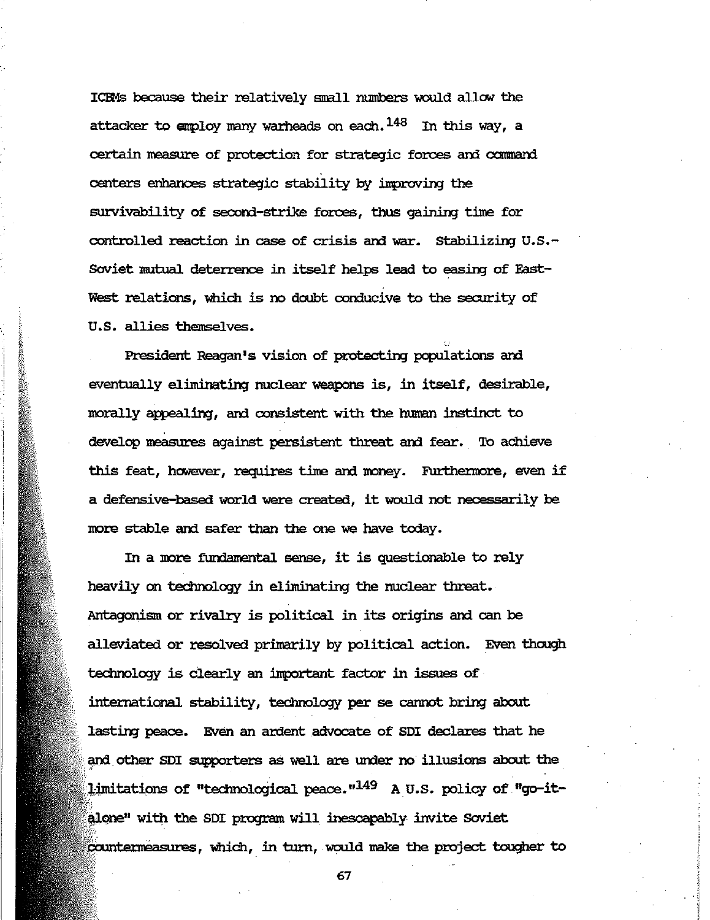ICBMs because their relatively small numbers would allow the attacker to employ many warheads on each.[148] In this way, a certain measure of protection for strategic forces and command centers enhances strategic stability by improving the survivability of second-strike forces, thus gaining time for controlled reaction in case of crisis and war. Stabilizing U.S.-Soviet mutual deterrence in itself helps lead to easing of East-West relations, which is no doubt conducive to the security of U.S. allies themselves.

President Reagan's vision of protecting populations and eventually eliminating nuclear weapons is, in itself, desirable, morally appealing, and consistent with the human instinct to develop measures against persistent threat and fear. To achieve this feat, however, requires time and money. Furthermore, even if a defensive-based world were created, it would not necessarily be more stable and safer than the one we have today.

In a more fundamental sense, it is questionable to rely heavily on technology in eliminating the nuclear threat. Antagonism or rivalry is political in its origins and can be alleviated or resolved primarily by political action. Even though technology is clearly an important factor in issues of international stability, technology per se cannot bring about lasting peace. Even an ardent advocate of SDI declares that he and other SDI supporters as well are under no illusions about the limitations of "technological peace."[149] A U.S. policy of "go-it-alone" with the SDI program will inescapably invite Soviet countermeasures, which, in turn, would make the project tougher to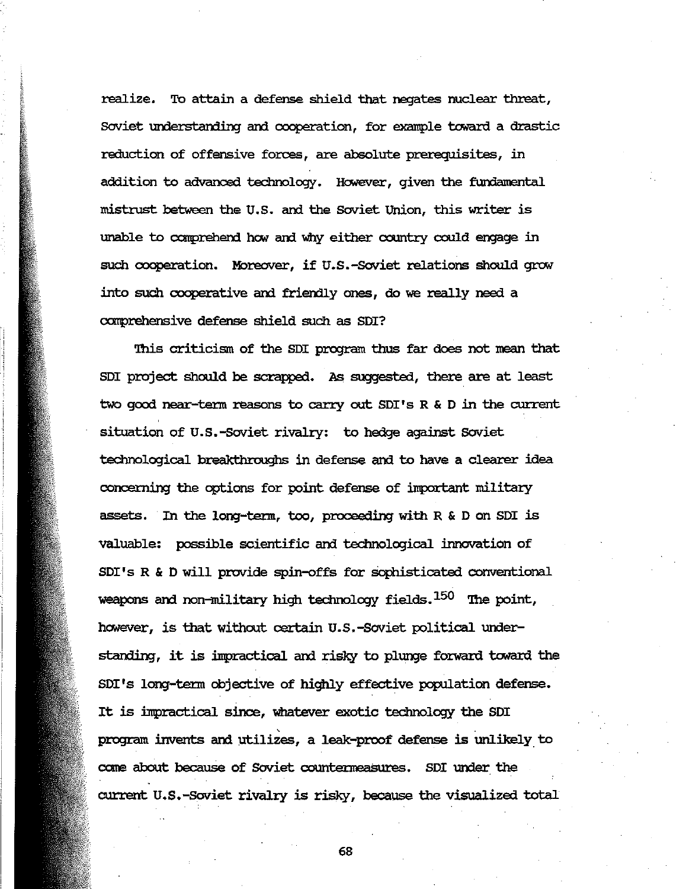realize. To attain a defense shield that negates nuclear threat, Soviet understanding and cooperation, for example toward a drastic reduction of offensive forces, are absolute prerequisites, in addition to advanced technology. However, given the fundamental mistrust between the U.S. and the Soviet Union, this writer is unable to comprehend how and why either country could engage in such cooperation. Moreover, if U.S.-Soviet relations should grow into such cooperative and friendly ones, do we really need a comprehensive defense shield such as SDI?

This criticism of the SDI program thus far does not mean that SDI project should be scrapped. As suggested, there are at least two good near-term reasons to carry out SDI's R & D in the current situation of U.S.-Soviet rivalry: to hedge against Soviet technological breakthroughs in defense and to have a clearer idea concerning the options for point defense of important military assets. In the long-term, too, proceeding with R & D on SDI is valuable: possible scientific and technological innovation of SDI's R & D will provide spin-offs for sophisticated conventional weapons and non-military high technology fields.[150] The point, however, is that without certain U.S.-Soviet political understanding, it is impractical and risky to plunge forward toward the SDI's long-term objective of highly effective population defense. It is impractical since, whatever exotic technology the SDI program invents and utilizes, a leak-proof defense is unlikely to come about because of Soviet countermeasures. SDI under the current U.S.-Soviet rivalry is risky, because the visualized total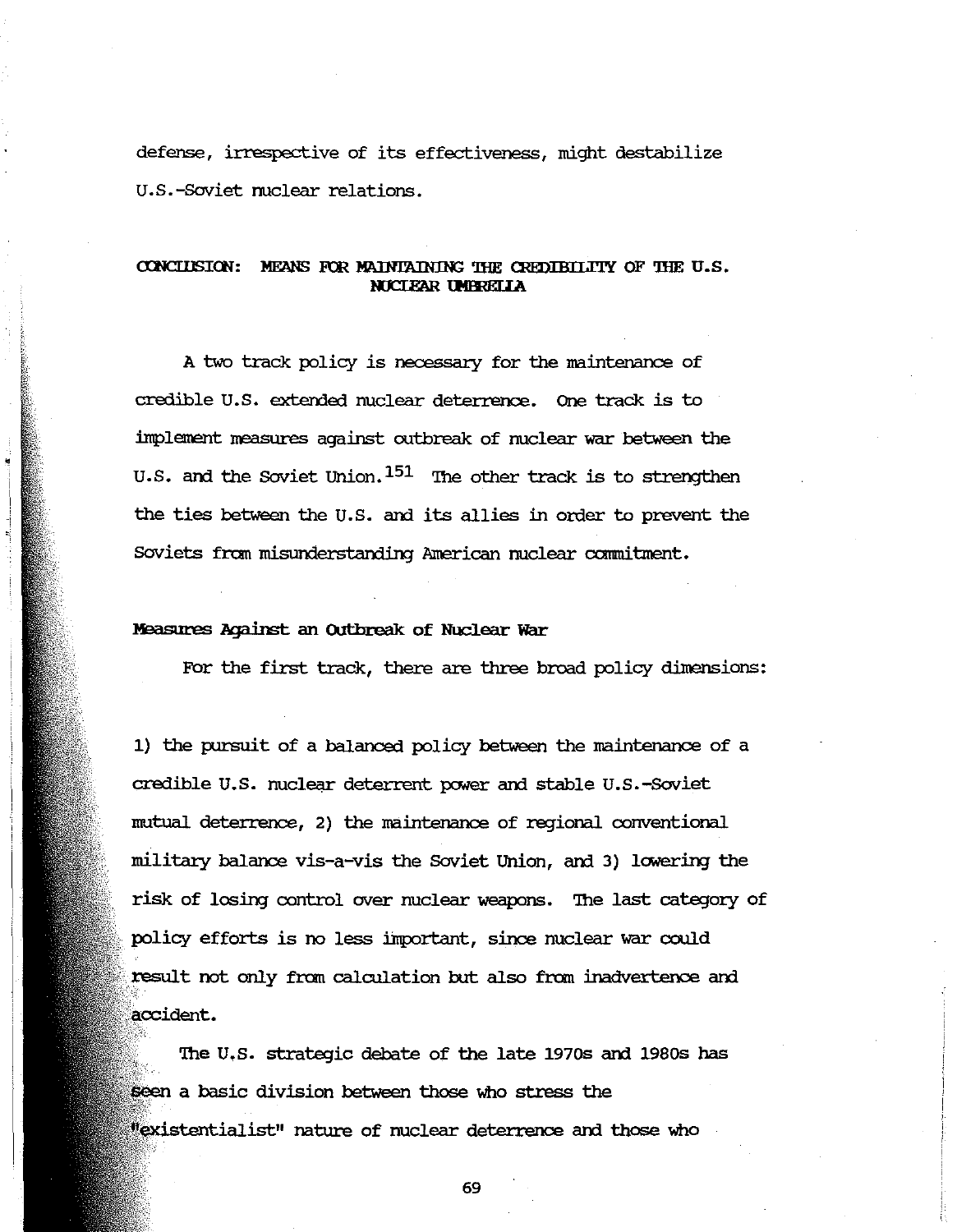defense, irrespective of its effectiveness, might destabilize U.S.-Soviet nuclear relations.

## CONCLUSION: MEANS FOR MAINTAINING THE CREDIBILITY OF THE U.S. NUCLEAR UMBRELLA

A two track policy is necessary for the maintenance of credible U.S. extended nuclear deterrence. One track is to implement measures against outbreak of nuclear war between the U.S. and the Soviet Union.[151] The other track is to strengthen the ties between the U.S. and its allies in order to prevent the Soviets from misunderstanding American nuclear commitment.

### Measures Against an Outbreak of Nuclear War

For the first track, there are three broad policy dimensions:

1) the pursuit of a balanced policy between the maintenance of a credible U.S. nuclear deterrent power and stable U.S.-Soviet mutual deterrence, 2) the maintenance of regional conventional military balance vis-a-vis the Soviet Union, and 3) lowering the risk of losing control over nuclear weapons. The last category of policy efforts is no less important, since nuclear war could result not only from calculation but also from inadvertence and accident.

The U.S. strategic debate of the late 1970s and 1980s has seen a basic division between those who stress the "existentialist" nature of nuclear deterrence and those who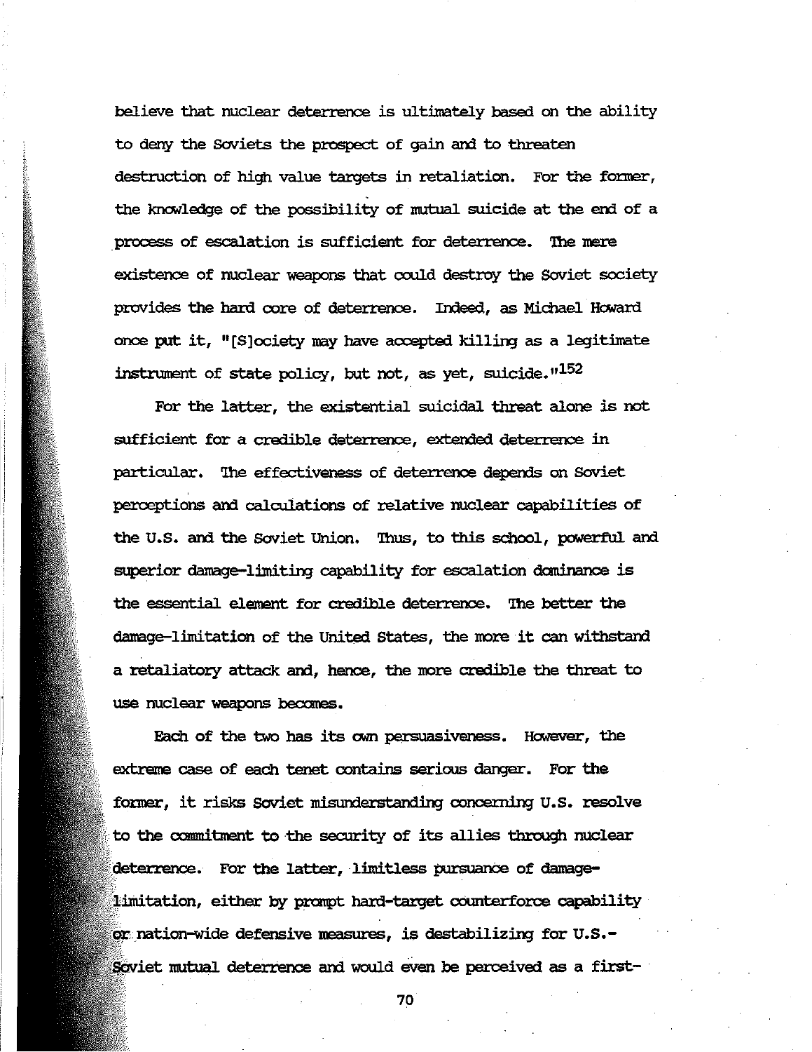believe that nuclear deterrence is ultimately based on the ability to deny the Soviets the prospect of gain and to threaten destruction of high value targets in retaliation. For the former, the knowledge of the possibility of mutual suicide at the end of a process of escalation is sufficient for deterrence. The mere existence of nuclear weapons that could destroy the Soviet society provides the hard core of deterrence. Indeed, as Michael Howard once put it, "[S]ociety may have accepted killing as a legitimate instrument of state policy, but not, as yet, suicide."[152]

For the latter, the existential suicidal threat alone is not sufficient for a credible deterrence, extended deterrence in particular. The effectiveness of deterrence depends on Soviet perceptions and calculations of relative nuclear capabilities of the U.S. and the Soviet Union. Thus, to this school, powerful and superior damage-limiting capability for escalation dominance is the essential element for credible deterrence. The better the damage-limitation of the United States, the more it can withstand a retaliatory attack and, hence, the more credible the threat to use nuclear weapons becomes.

Each of the two has its own persuasiveness. However, the extreme case of each tenet contains serious danger. For the former, it risks Soviet misunderstanding concerning U.S. resolve to the commitment to the security of its allies through nuclear deterrence. For the latter, limitless pursuance of damage-limitation, either by prompt hard-target counterforce capability or nation-wide defensive measures, is destabilizing for U.S.-Soviet mutual deterrence and would even be perceived as a first-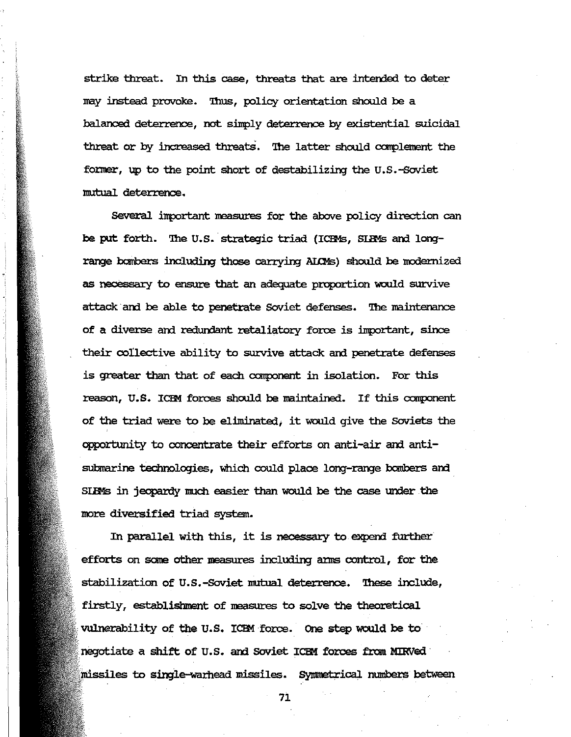strike threat. In this case, threats that are intended to deter may instead provoke. Thus, policy orientation should be a balanced deterrence, not simply deterrence by existential suicidal threat or by increased threats. The latter should complement the former, up to the point short of destabilizing the U.S.-Soviet mutual deterrence.

Several important measures for the above policy direction can be put forth. The U.S. strategic triad (ICBMs, SLBMs and long-range bombers including those carrying ALCMs) should be modernized as necessary to ensure that an adequate proportion would survive attack and be able to penetrate Soviet defenses. The maintenance of a diverse and redundant retaliatory force is important, since their collective ability to survive attack and penetrate defenses is greater than that of each component in isolation. For this reason, U.S. ICBM forces should be maintained. If this component of the triad were to be eliminated, it would give the Soviets the opportunity to concentrate their efforts on anti-air and anti-submarine technologies, which could place long-range bombers and SLBMs in jeopardy much easier than would be the case under the more diversified triad system.

In parallel with this, it is necessary to expend further efforts on some other measures including arms control, for the stabilization of U.S.-Soviet mutual deterrence. These include, firstly, establishment of measures to solve the theoretical vulnerability of the U.S. ICBM force. One step would be to negotiate a shift of U.S. and Soviet ICBM forces from MIRVed missiles to single-warhead missiles. Symmetrical numbers between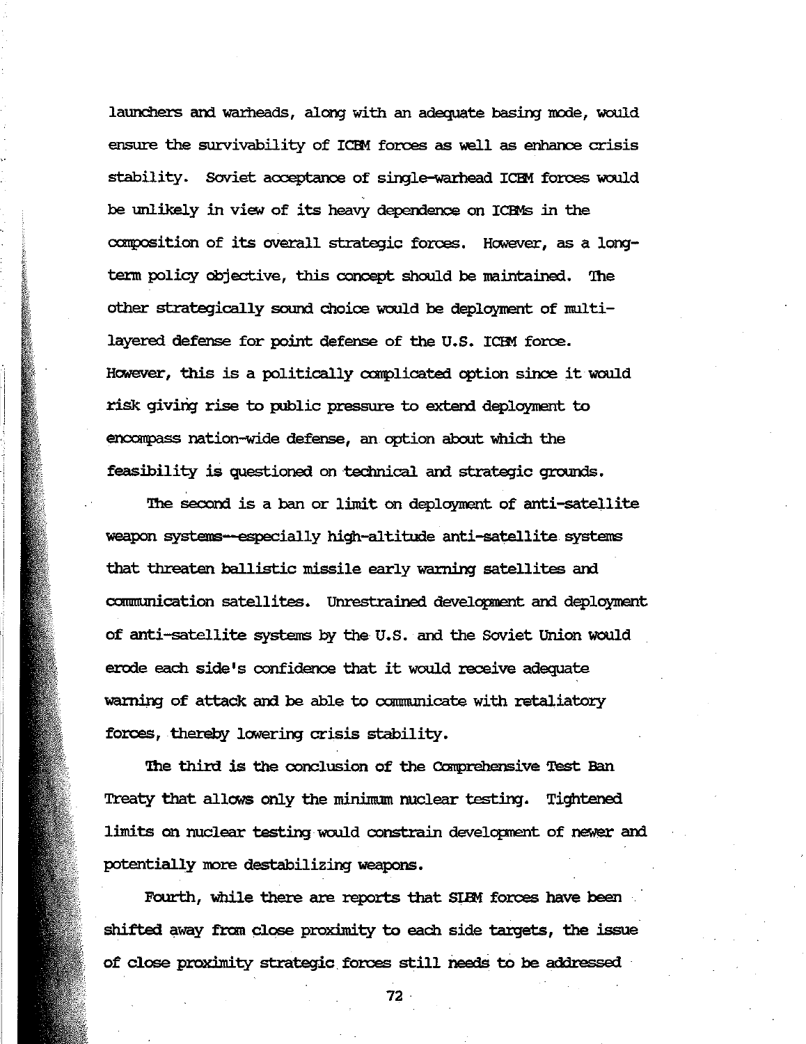launchers and warheads, along with an adequate basing mode, would ensure the survivability of ICBM forces as well as enhance crisis stability. Soviet acceptance of single-warhead ICBM forces would be unlikely in view of its heavy dependence on ICBMs in the composition of its overall strategic forces. However, as a long-term policy objective, this concept should be maintained. The other strategically sound choice would be deployment of multi-layered defense for point defense of the U.S. ICBM force. However, this is a politically complicated option since it would risk giving rise to public pressure to extend deployment to encompass nation-wide defense, an option about which the feasibility is questioned on technical and strategic grounds.

The second is a ban or limit on deployment of anti-satellite weapon systems--especially high-altitude anti-satellite systems that threaten ballistic missile early warning satellites and communication satellites. Unrestrained development and deployment of anti-satellite systems by the U.S. and the Soviet Union would erode each side's confidence that it would receive adequate warning of attack and be able to communicate with retaliatory forces, thereby lowering crisis stability.

The third is the conclusion of the Comprehensive Test Ban Treaty that allows only the minimum nuclear testing. Tightened limits on nuclear testing would constrain development of newer and potentially more destabilizing weapons.

Fourth, while there are reports that SLBM forces have been shifted away from close proximity to each side targets, the issue of close proximity strategic forces still needs to be addressed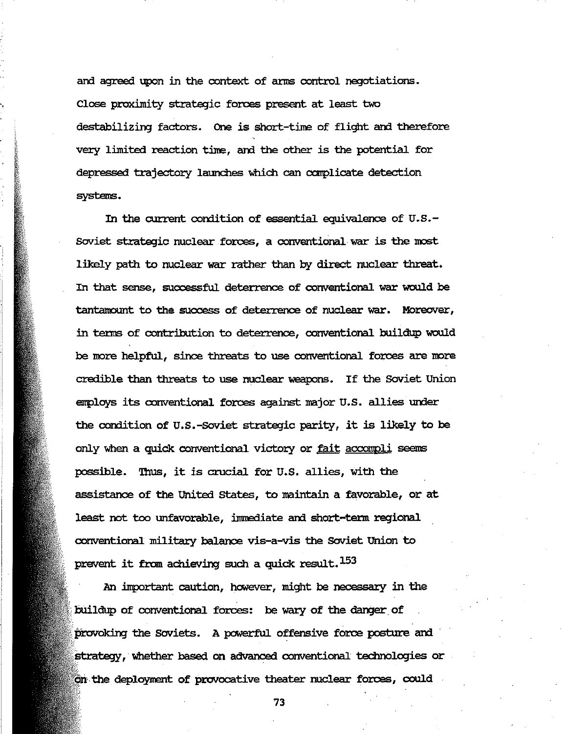and agreed upon in the context of arms control negotiations. Close proximity strategic forces present at least two destabilizing factors. One is short-time of flight and therefore very limited reaction time, and the other is the potential for depressed trajectory launches which can complicate detection systems.

In the current condition of essential equivalence of U.S.-Soviet strategic nuclear forces, a conventional war is the most likely path to nuclear war rather than by direct nuclear threat. In that sense, successful deterrence of conventional war would be tantamount to the success of deterrence of nuclear war. Moreover, in terms of contribution to deterrence, conventional buildup would be more helpful, since threats to use conventional forces are more credible than threats to use nuclear weapons. If the Soviet Union employs its conventional forces against major U.S. allies under the condition of U.S.-Soviet strategic parity, it is likely to be only when a quick conventional victory or <u>fait accompli</u> seems possible. Thus, it is crucial for U.S. allies, with the assistance of the United States, to maintain a favorable, or at least not too unfavorable, immediate and short-term regional conventional military balance vis-a-vis the Soviet Union to prevent it from achieving such a quick result.[153]

An important caution, however, might be necessary in the buildup of conventional forces: be wary of the danger of provoking the Soviets. A powerful offensive force posture and strategy, whether based on advanced conventional technologies or on the deployment of provocative theater nuclear forces, could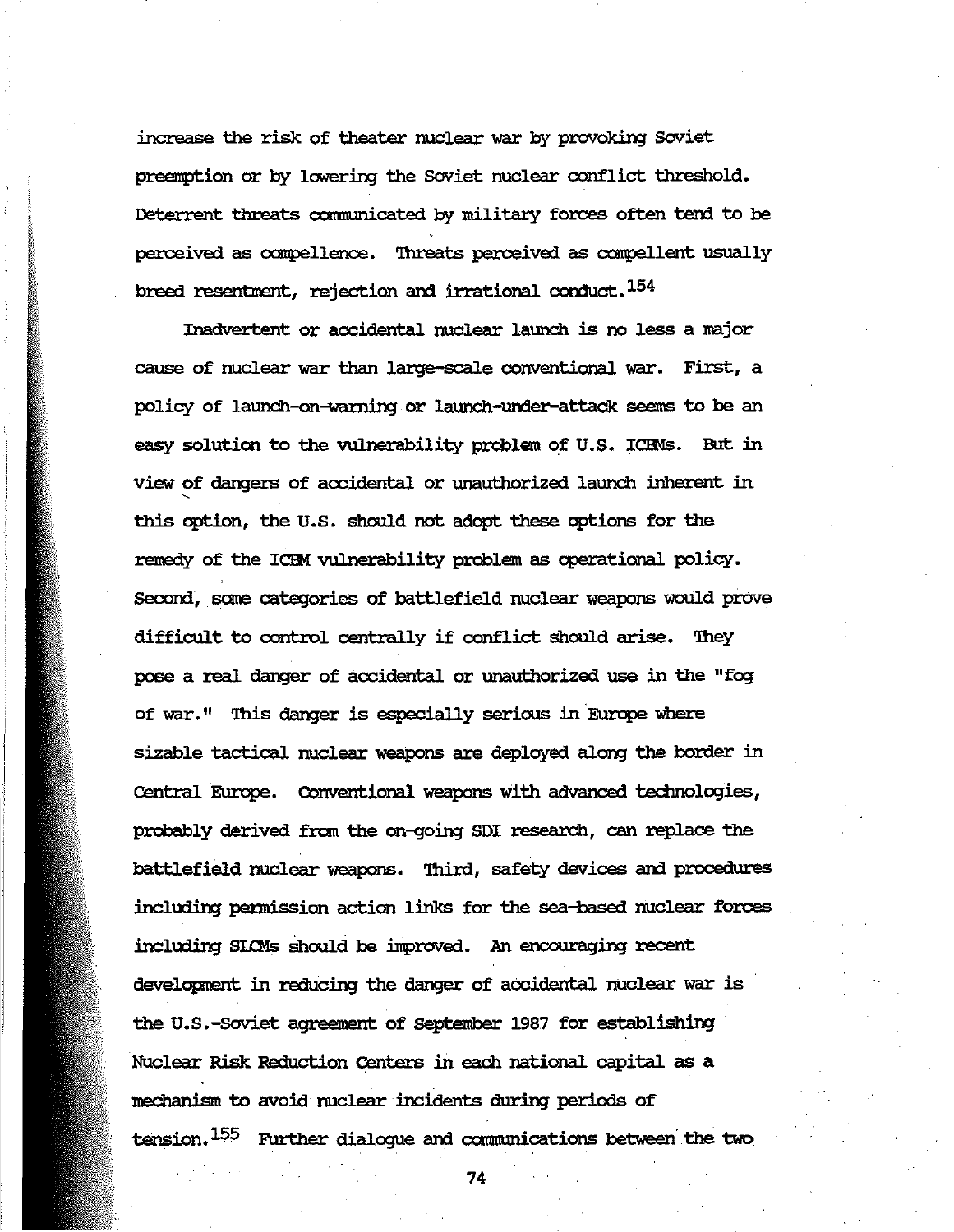increase the risk of theater nuclear war by provoking Soviet preemption or by lowering the Soviet nuclear conflict threshold. Deterrent threats communicated by military forces often tend to be perceived as compellence. Threats perceived as compellent usually breed resentment, rejection and irrational conduct.[154]

Inadvertent or accidental nuclear launch is no less a major cause of nuclear war than large-scale conventional war. First, a policy of launch-on-warning or launch-under-attack seems to be an easy solution to the vulnerability problem of U.S. ICBMs. But in view of dangers of accidental or unauthorized launch inherent in this option, the U.S. should not adopt these options for the remedy of the ICBM vulnerability problem as operational policy. Second, some categories of battlefield nuclear weapons would prove difficult to control centrally if conflict should arise. They pose a real danger of accidental or unauthorized use in the "fog of war." This danger is especially serious in Europe where sizable tactical nuclear weapons are deployed along the border in Central Europe. Conventional weapons with advanced technologies, probably derived from the on-going SDI research, can replace the battlefield nuclear weapons. Third, safety devices and procedures including permission action links for the sea-based nuclear forces including SLCMs should be improved. An encouraging recent development in reducing the danger of accidental nuclear war is the U.S.-Soviet agreement of September 1987 for establishing Nuclear Risk Reduction Centers in each national capital as a mechanism to avoid nuclear incidents during periods of tension.[155] Further dialogue and communications between the two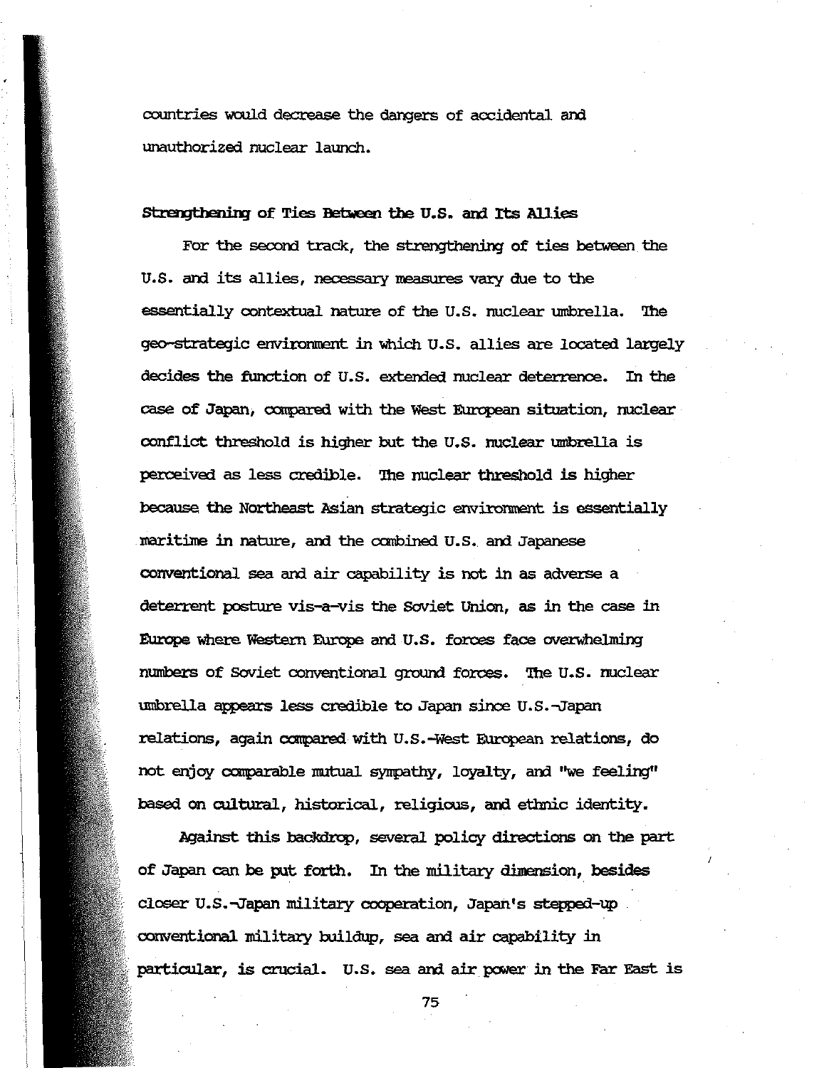countries would decrease the dangers of accidental and unauthorized nuclear launch.

**Strengthening of Ties Between the U.S. and Its Allies**

For the second track, the strengthening of ties between the U.S. and its allies, necessary measures vary due to the essentially contextual nature of the U.S. nuclear umbrella. The geo-strategic environment in which U.S. allies are located largely decides the function of U.S. extended nuclear deterrence. In the case of Japan, compared with the West European situation, nuclear conflict threshold is higher but the U.S. nuclear umbrella is perceived as less credible. The nuclear threshold is higher because the Northeast Asian strategic environment is essentially maritime in nature, and the combined U.S. and Japanese conventional sea and air capability is not in as adverse a deterrent posture vis-a-vis the Soviet Union, as in the case in Europe where Western Europe and U.S. forces face overwhelming numbers of Soviet conventional ground forces. The U.S. nuclear umbrella appears less credible to Japan since U.S.-Japan relations, again compared with U.S.-West European relations, do not enjoy comparable mutual sympathy, loyalty, and "we feeling" based on cultural, historical, religious, and ethnic identity.

Against this backdrop, several policy directions on the part of Japan can be put forth. In the military dimension, besides closer U.S.-Japan military cooperation, Japan's stepped-up conventional military buildup, sea and air capability in particular, is crucial. U.S. sea and air power in the Far East is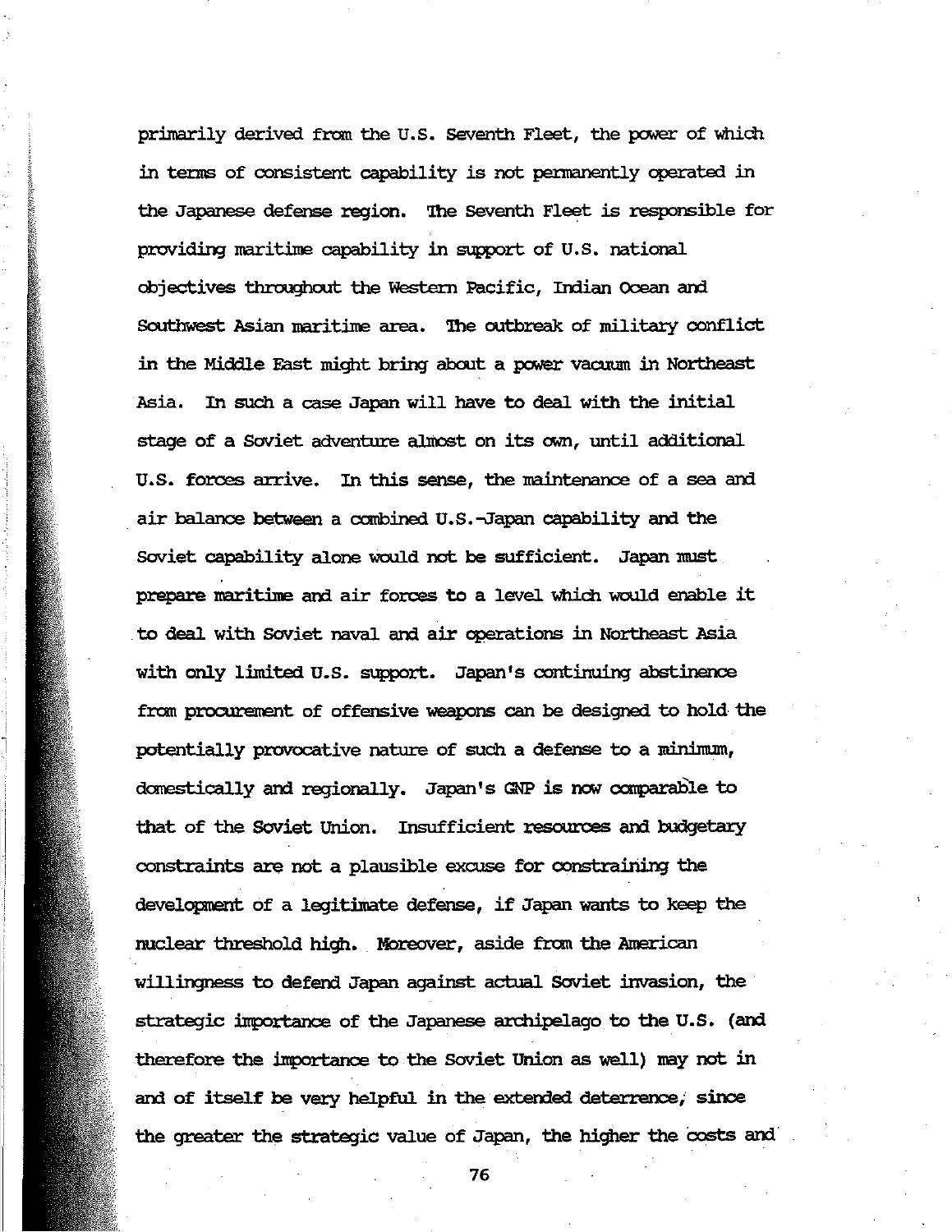primarily derived from the U.S. Seventh Fleet, the power of which in terms of consistent capability is not permanently operated in the Japanese defense region. The Seventh Fleet is responsible for providing maritime capability in support of U.S. national objectives throughout the Western Pacific, Indian Ocean and Southwest Asian maritime area. The outbreak of military conflict in the Middle East might bring about a power vacuum in Northeast Asia. In such a case Japan will have to deal with the initial stage of a Soviet adventure almost on its own, until additional U.S. forces arrive. In this sense, the maintenance of a sea and air balance between a combined U.S.-Japan capability and the Soviet capability alone would not be sufficient. Japan must prepare maritime and air forces to a level which would enable it to deal with Soviet naval and air operations in Northeast Asia with only limited U.S. support. Japan's continuing abstinence from procurement of offensive weapons can be designed to hold the potentially provocative nature of such a defense to a minimum, domestically and regionally. Japan's GNP is now comparable to that of the Soviet Union. Insufficient resources and budgetary constraints are not a plausible excuse for constraining the development of a legitimate defense, if Japan wants to keep the nuclear threshold high. Moreover, aside from the American willingness to defend Japan against actual Soviet invasion, the strategic importance of the Japanese archipelago to the U.S. (and therefore the importance to the Soviet Union as well) may not in and of itself be very helpful in the extended deterrence, since the greater the strategic value of Japan, the higher the costs and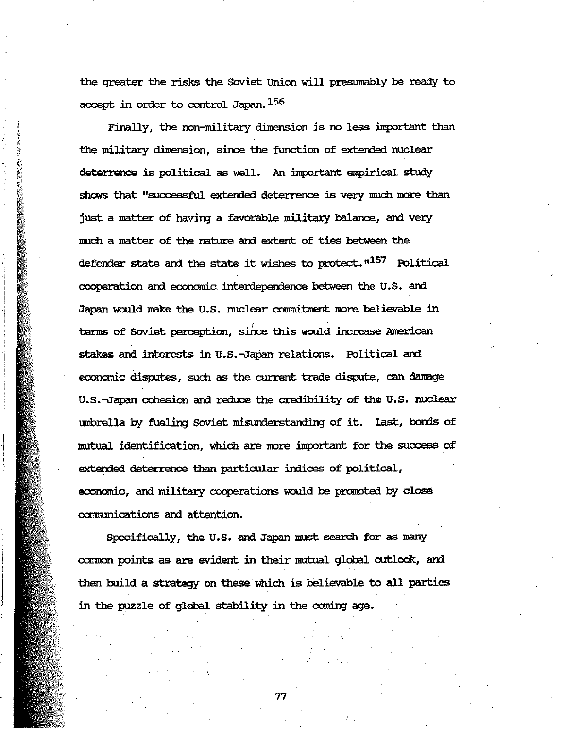the greater the risks the Soviet Union will presumably be ready to accept in order to control Japan.[156]

Finally, the non-military dimension is no less important than the military dimension, since the function of extended nuclear deterrence is political as well. An important empirical study shows that "successful extended deterrence is very much more than just a matter of having a favorable military balance, and very much a matter of the nature and extent of ties between the defender state and the state it wishes to protect."[157] Political cooperation and economic interdependence between the U.S. and Japan would make the U.S. nuclear commitment more believable in terms of Soviet perception, since this would increase American stakes and interests in U.S.-Japan relations. Political and economic disputes, such as the current trade dispute, can damage U.S.-Japan cohesion and reduce the credibility of the U.S. nuclear umbrella by fueling Soviet misunderstanding of it. Last, bonds of mutual identification, which are more important for the success of extended deterrence than particular indices of political, economic, and military cooperations would be promoted by close communications and attention.

Specifically, the U.S. and Japan must search for as many common points as are evident in their mutual global outlook, and then build a strategy on these which is believable to all parties in the puzzle of global stability in the coming age.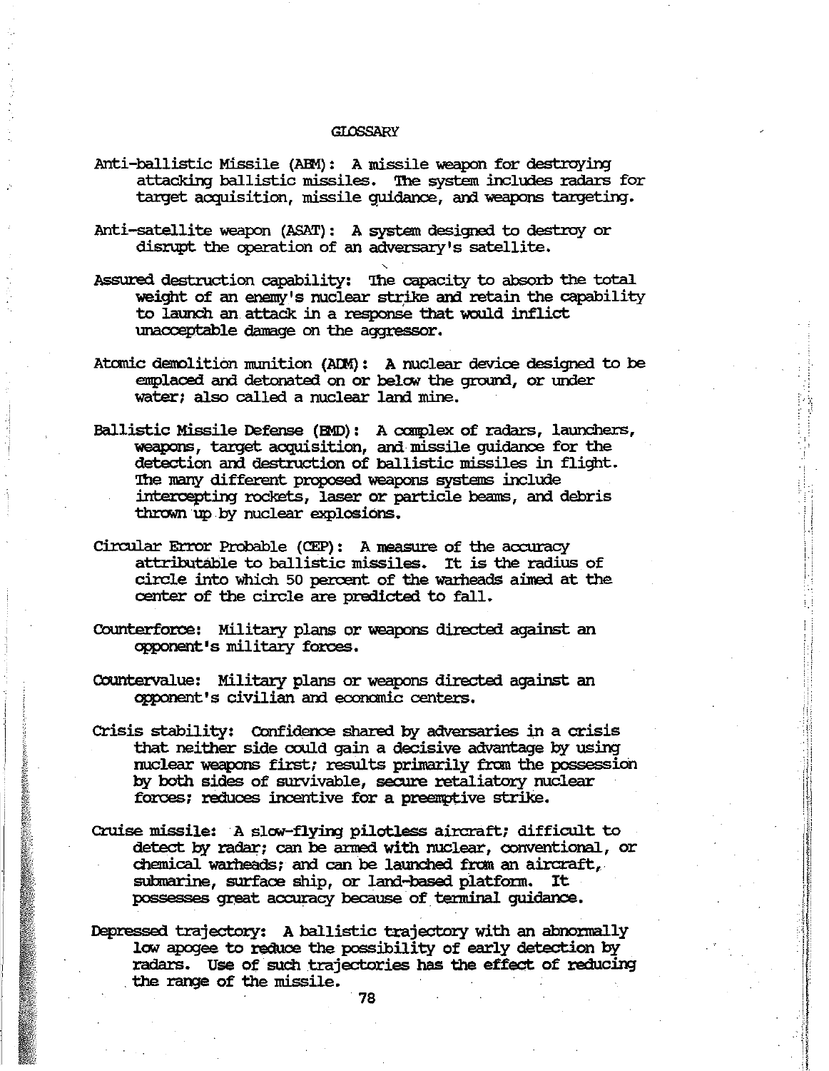# GLOSSARY

Anti-ballistic Missile (ABM): A missile weapon for destroying attacking ballistic missiles. The system includes radars for target acquisition, missile guidance, and weapons targeting.

Anti-satellite weapon (ASAT): A system designed to destroy or disrupt the operation of an adversary's satellite.

Assured destruction capability: The capacity to absorb the total weight of an enemy's nuclear strike and retain the capability to launch an attack in a response that would inflict unacceptable damage on the aggressor.

Atomic demolition munition (ADM): A nuclear device designed to be emplaced and detonated on or below the ground, or under water; also called a nuclear land mine.

Ballistic Missile Defense (BMD): A complex of radars, launchers, weapons, target acquisition, and missile guidance for the detection and destruction of ballistic missiles in flight. The many different proposed weapons systems include intercepting rockets, laser or particle beams, and debris thrown up by nuclear explosions.

Circular Error Probable (CEP): A measure of the accuracy attributable to ballistic missiles. It is the radius of circle into which 50 percent of the warheads aimed at the center of the circle are predicted to fall.

Counterforce: Military plans or weapons directed against an opponent's military forces.

Countervalue: Military plans or weapons directed against an opponent's civilian and economic centers.

Crisis stability: Confidence shared by adversaries in a crisis that neither side could gain a decisive advantage by using nuclear weapons first; results primarily from the possession by both sides of survivable, secure retaliatory nuclear forces; reduces incentive for a preemptive strike.

Cruise missile: A slow-flying pilotless aircraft; difficult to detect by radar; can be armed with nuclear, conventional, or chemical warheads; and can be launched from an aircraft, submarine, surface ship, or land-based platform. It possesses great accuracy because of terminal guidance.

Depressed trajectory: A ballistic trajectory with an abnormally low apogee to reduce the possibility of early detection by radars. Use of such trajectories has the effect of reducing the range of the missile.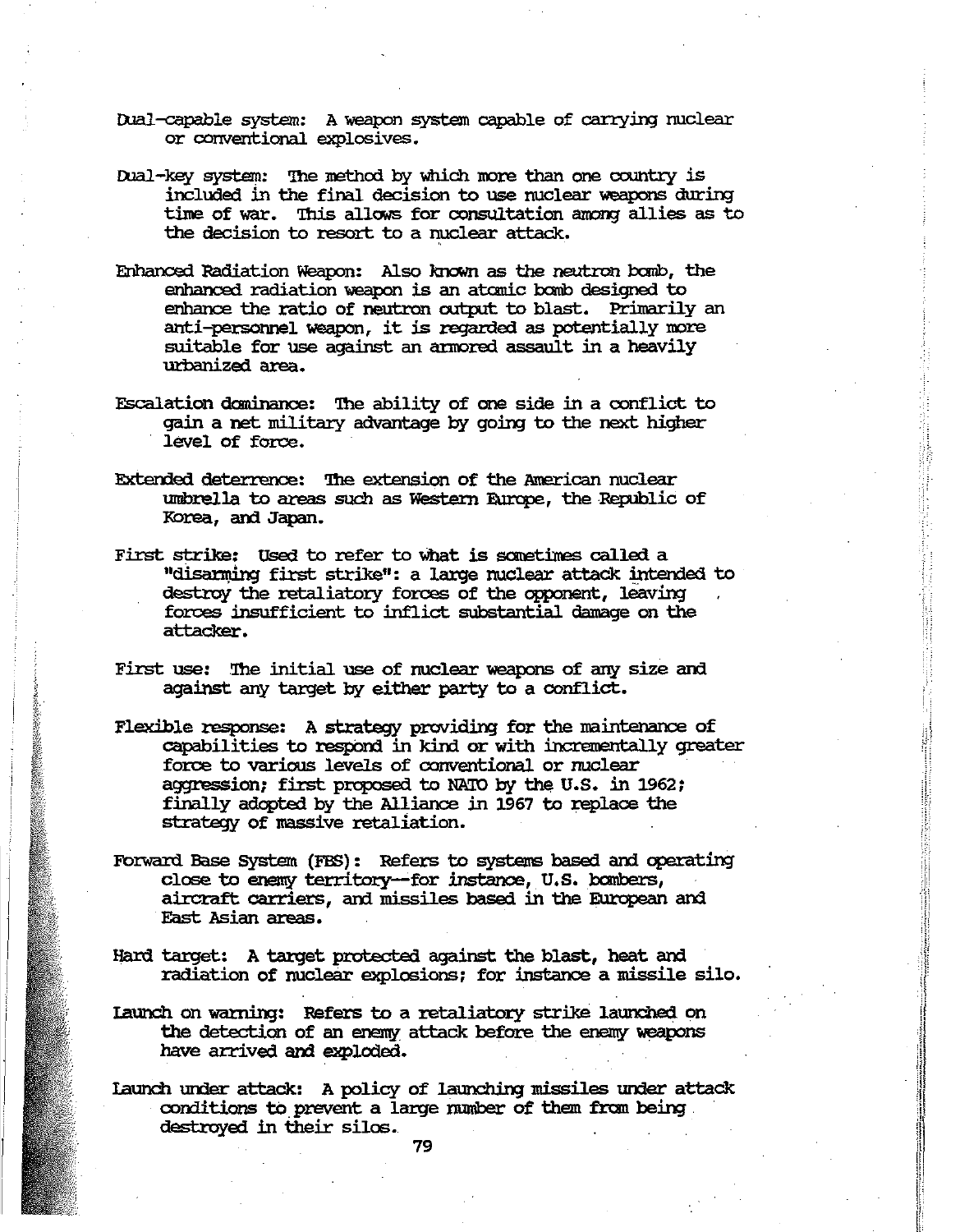Dual-capable system: A weapon system capable of carrying nuclear or conventional explosives.

Dual-key system: The method by which more than one country is included in the final decision to use nuclear weapons during time of war. This allows for consultation among allies as to the decision to resort to a nuclear attack.

Enhanced Radiation Weapon: Also known as the neutron bomb, the enhanced radiation weapon is an atomic bomb designed to enhance the ratio of neutron output to blast. Primarily an anti-personnel weapon, it is regarded as potentially more suitable for use against an armored assault in a heavily urbanized area.

Escalation dominance: The ability of one side in a conflict to gain a net military advantage by going to the next higher level of force.

Extended deterrence: The extension of the American nuclear umbrella to areas such as Western Europe, the Republic of Korea, and Japan.

First strike: Used to refer to what is sometimes called a "disarming first strike": a large nuclear attack intended to destroy the retaliatory forces of the opponent, leaving forces insufficient to inflict substantial damage on the attacker.

First use: The initial use of nuclear weapons of any size and against any target by either party to a conflict.

Flexible response: A strategy providing for the maintenance of capabilities to respond in kind or with incrementally greater force to various levels of conventional or nuclear aggression; first proposed to NATO by the U.S. in 1962; finally adopted by the Alliance in 1967 to replace the strategy of massive retaliation.

Forward Base System (FBS): Refers to systems based and operating close to enemy territory--for instance, U.S. bombers, aircraft carriers, and missiles based in the European and East Asian areas.

Hard target: A target protected against the blast, heat and radiation of nuclear explosions; for instance a missile silo.

Launch on warning: Refers to a retaliatory strike launched on the detection of an enemy attack before the enemy weapons have arrived and exploded.

Launch under attack: A policy of launching missiles under attack conditions to prevent a large number of them from being destroyed in their silos.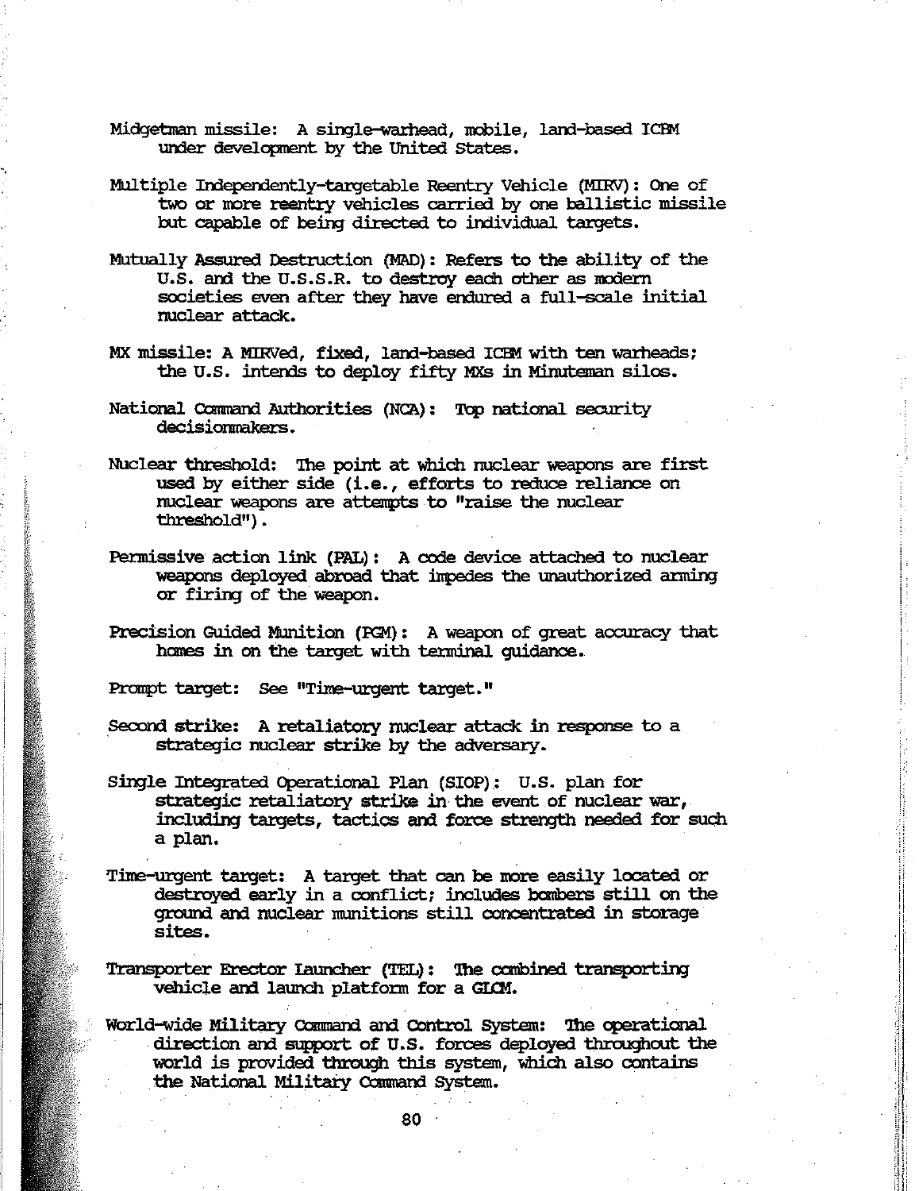Midgetman missile: A single-warhead, mobile, land-based ICBM under development by the United States.

Multiple Independently-targetable Reentry Vehicle (MIRV): One of two or more reentry vehicles carried by one ballistic missile but capable of being directed to individual targets.

Mutually Assured Destruction (MAD): Refers to the ability of the U.S. and the U.S.S.R. to destroy each other as modern societies even after they have endured a full-scale initial nuclear attack.

MX missile: A MIRVed, fixed, land-based ICBM with ten warheads; the U.S. intends to deploy fifty MXs in Minuteman silos.

National Command Authorities (NCA): Top national security decisionmakers.

Nuclear threshold: The point at which nuclear weapons are first used by either side (i.e., efforts to reduce reliance on nuclear weapons are attempts to "raise the nuclear threshold").

Permissive action link (PAL): A code device attached to nuclear weapons deployed abroad that impedes the unauthorized arming or firing of the weapon.

Precision Guided Munition (PGM): A weapon of great accuracy that homes in on the target with terminal guidance.

Prompt target: See "Time-urgent target."

Second strike: A retaliatory nuclear attack in response to a strategic nuclear strike by the adversary.

Single Integrated Operational Plan (SIOP): U.S. plan for strategic retaliatory strike in the event of nuclear war, including targets, tactics and force strength needed for such a plan.

Time-urgent target: A target that can be more easily located or destroyed early in a conflict; includes bombers still on the ground and nuclear munitions still concentrated in storage sites.

Transporter Erector Launcher (TEL): The combined transporting vehicle and launch platform for a GLCM.

World-wide Military Command and Control System: The operational direction and support of U.S. forces deployed throughout the world is provided through this system, which also contains the National Military Command System.